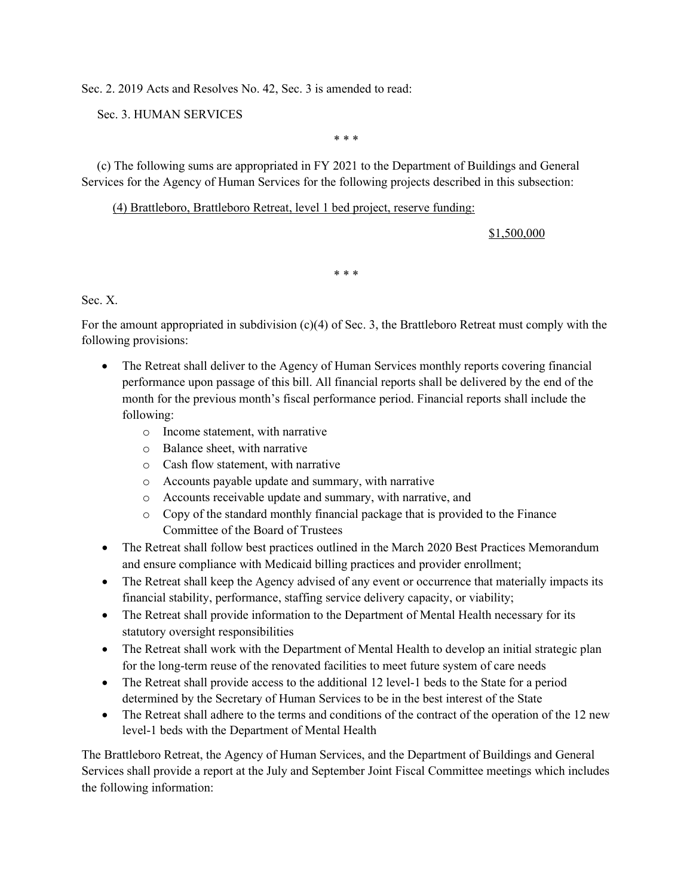Sec. 2. 2019 Acts and Resolves No. 42, Sec. 3 is amended to read:

Sec. 3. HUMAN SERVICES

\* \* \*

(c) The following sums are appropriated in FY 2021 to the Department of Buildings and General Services for the Agency of Human Services for the following projects described in this subsection:

<u>(4) Brattleboro, Brattleboro Retreat, level 1 bed project, reserve funding:</u>

<u>$1,500,000</u>

\* \* \*

Sec. X.

For the amount appropriated in subdivision (c)(4) of Sec. 3, the Brattleboro Retreat must comply with the following provisions:

- The Retreat shall deliver to the Agency of Human Services monthly reports covering financial performance upon passage of this bill. All financial reports shall be delivered by the end of the month for the previous month's fiscal performance period. Financial reports shall include the following:
  - Income statement, with narrative
  - Balance sheet, with narrative
  - Cash flow statement, with narrative
  - Accounts payable update and summary, with narrative
  - Accounts receivable update and summary, with narrative, and
  - Copy of the standard monthly financial package that is provided to the Finance Committee of the Board of Trustees
- The Retreat shall follow best practices outlined in the March 2020 Best Practices Memorandum and ensure compliance with Medicaid billing practices and provider enrollment;
- The Retreat shall keep the Agency advised of any event or occurrence that materially impacts its financial stability, performance, staffing service delivery capacity, or viability;
- The Retreat shall provide information to the Department of Mental Health necessary for its statutory oversight responsibilities
- The Retreat shall work with the Department of Mental Health to develop an initial strategic plan for the long-term reuse of the renovated facilities to meet future system of care needs
- The Retreat shall provide access to the additional 12 level-1 beds to the State for a period determined by the Secretary of Human Services to be in the best interest of the State
- The Retreat shall adhere to the terms and conditions of the contract of the operation of the 12 new level-1 beds with the Department of Mental Health

The Brattleboro Retreat, the Agency of Human Services, and the Department of Buildings and General Services shall provide a report at the July and September Joint Fiscal Committee meetings which includes the following information: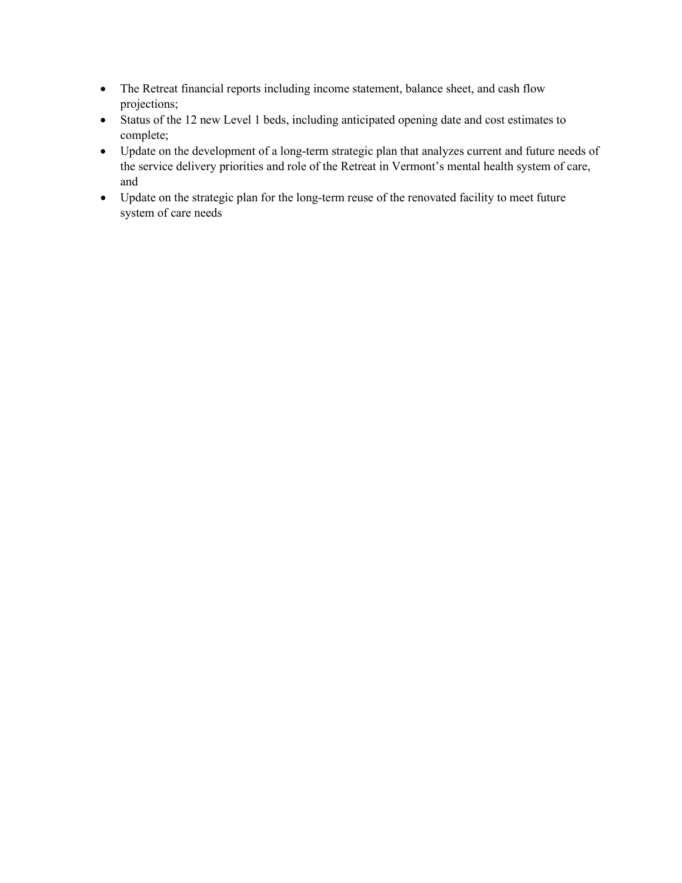- The Retreat financial reports including income statement, balance sheet, and cash flow projections;
- Status of the 12 new Level 1 beds, including anticipated opening date and cost estimates to complete;
- Update on the development of a long-term strategic plan that analyzes current and future needs of the service delivery priorities and role of the Retreat in Vermont's mental health system of care, and
- Update on the strategic plan for the long-term reuse of the renovated facility to meet future system of care needs